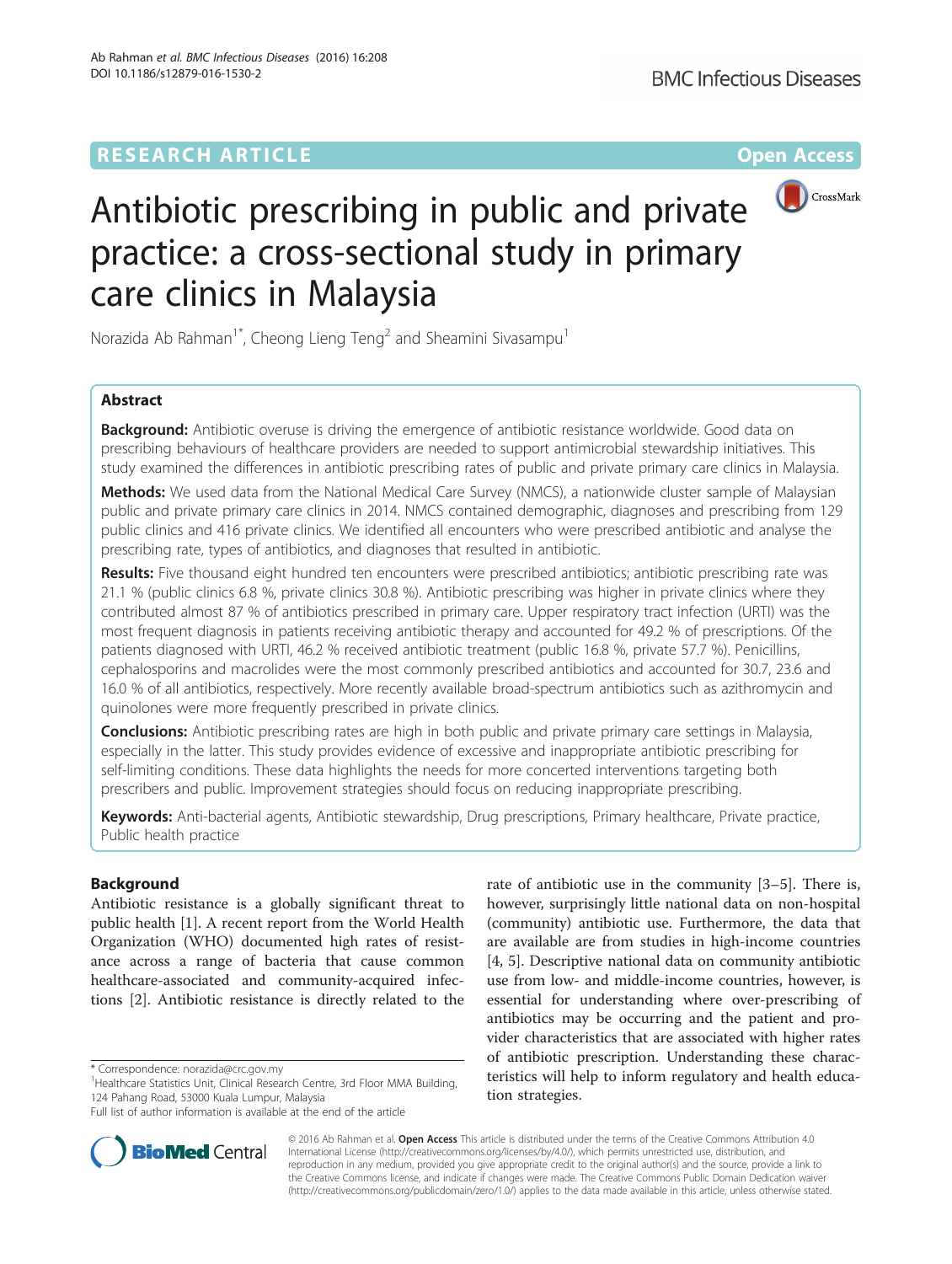RESEARCH ARTICLE **Open Access**

# Antibiotic prescribing in public and private practice: a cross-sectional study in primary care clinics in Malaysia

Norazida Ab Rahman[1*], Cheong Lieng Teng[2] and Sheamini Sivasampu[1]

## Abstract

**Background:** Antibiotic overuse is driving the emergence of antibiotic resistance worldwide. Good data on prescribing behaviours of healthcare providers are needed to support antimicrobial stewardship initiatives. This study examined the differences in antibiotic prescribing rates of public and private primary care clinics in Malaysia.

**Methods:** We used data from the National Medical Care Survey (NMCS), a nationwide cluster sample of Malaysian public and private primary care clinics in 2014. NMCS contained demographic, diagnoses and prescribing from 129 public clinics and 416 private clinics. We identified all encounters who were prescribed antibiotic and analyse the prescribing rate, types of antibiotics, and diagnoses that resulted in antibiotic.

**Results:** Five thousand eight hundred ten encounters were prescribed antibiotics; antibiotic prescribing rate was 21.1 % (public clinics 6.8 %, private clinics 30.8 %). Antibiotic prescribing was higher in private clinics where they contributed almost 87 % of antibiotics prescribed in primary care. Upper respiratory tract infection (URTI) was the most frequent diagnosis in patients receiving antibiotic therapy and accounted for 49.2 % of prescriptions. Of the patients diagnosed with URTI, 46.2 % received antibiotic treatment (public 16.8 %, private 57.7 %). Penicillins, cephalosporins and macrolides were the most commonly prescribed antibiotics and accounted for 30.7, 23.6 and 16.0 % of all antibiotics, respectively. More recently available broad-spectrum antibiotics such as azithromycin and quinolones were more frequently prescribed in private clinics.

**Conclusions:** Antibiotic prescribing rates are high in both public and private primary care settings in Malaysia, especially in the latter. This study provides evidence of excessive and inappropriate antibiotic prescribing for self-limiting conditions. These data highlights the needs for more concerted interventions targeting both prescribers and public. Improvement strategies should focus on reducing inappropriate prescribing.

**Keywords:** Anti-bacterial agents, Antibiotic stewardship, Drug prescriptions, Primary healthcare, Private practice, Public health practice

## Background

Antibiotic resistance is a globally significant threat to public health [1]. A recent report from the World Health Organization (WHO) documented high rates of resistance across a range of bacteria that cause common healthcare-associated and community-acquired infections [2]. Antibiotic resistance is directly related to the rate of antibiotic use in the community [3–5]. There is, however, surprisingly little national data on non-hospital (community) antibiotic use. Furthermore, the data that are available are from studies in high-income countries [4, 5]. Descriptive national data on community antibiotic use from low- and middle-income countries, however, is essential for understanding where over-prescribing of antibiotics may be occurring and the patient and provider characteristics that are associated with higher rates of antibiotic prescription. Understanding these characteristics will help to inform regulatory and health education strategies.

* Correspondence: norazida@crc.gov.my
[1]Healthcare Statistics Unit, Clinical Research Centre, 3rd Floor MMA Building, 124 Pahang Road, 53000 Kuala Lumpur, Malaysia
Full list of author information is available at the end of the article

© 2016 Ab Rahman et al. **Open Access** This article is distributed under the terms of the Creative Commons Attribution 4.0 International License (http://creativecommons.org/licenses/by/4.0/), which permits unrestricted use, distribution, and reproduction in any medium, provided you give appropriate credit to the original author(s) and the source, provide a link to the Creative Commons license, and indicate if changes were made. The Creative Commons Public Domain Dedication waiver (http://creativecommons.org/publicdomain/zero/1.0/) applies to the data made available in this article, unless otherwise stated.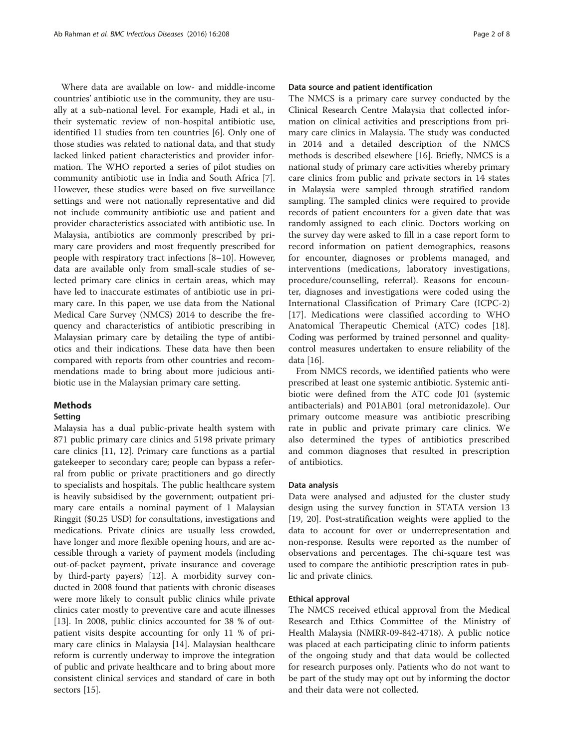Where data are available on low- and middle-income countries' antibiotic use in the community, they are usually at a sub-national level. For example, Hadi et al., in their systematic review of non-hospital antibiotic use, identified 11 studies from ten countries [6]. Only one of those studies was related to national data, and that study lacked linked patient characteristics and provider information. The WHO reported a series of pilot studies on community antibiotic use in India and South Africa [7]. However, these studies were based on five surveillance settings and were not nationally representative and did not include community antibiotic use and patient and provider characteristics associated with antibiotic use. In Malaysia, antibiotics are commonly prescribed by primary care providers and most frequently prescribed for people with respiratory tract infections [8–10]. However, data are available only from small-scale studies of selected primary care clinics in certain areas, which may have led to inaccurate estimates of antibiotic use in primary care. In this paper, we use data from the National Medical Care Survey (NMCS) 2014 to describe the frequency and characteristics of antibiotic prescribing in Malaysian primary care by detailing the type of antibiotics and their indications. These data have then been compared with reports from other countries and recommendations made to bring about more judicious antibiotic use in the Malaysian primary care setting.

## Methods

### Setting

Malaysia has a dual public-private health system with 871 public primary care clinics and 5198 private primary care clinics [11, 12]. Primary care functions as a partial gatekeeper to secondary care; people can bypass a referral from public or private practitioners and go directly to specialists and hospitals. The public healthcare system is heavily subsidised by the government; outpatient primary care entails a nominal payment of 1 Malaysian Ringgit ($0.25 USD) for consultations, investigations and medications. Private clinics are usually less crowded, have longer and more flexible opening hours, and are accessible through a variety of payment models (including out-of-packet payment, private insurance and coverage by third-party payers) [12]. A morbidity survey conducted in 2008 found that patients with chronic diseases were more likely to consult public clinics while private clinics cater mostly to preventive care and acute illnesses [13]. In 2008, public clinics accounted for 38 % of outpatient visits despite accounting for only 11 % of primary care clinics in Malaysia [14]. Malaysian healthcare reform is currently underway to improve the integration of public and private healthcare and to bring about more consistent clinical services and standard of care in both sectors [15].

### Data source and patient identification

The NMCS is a primary care survey conducted by the Clinical Research Centre Malaysia that collected information on clinical activities and prescriptions from primary care clinics in Malaysia. The study was conducted in 2014 and a detailed description of the NMCS methods is described elsewhere [16]. Briefly, NMCS is a national study of primary care activities whereby primary care clinics from public and private sectors in 14 states in Malaysia were sampled through stratified random sampling. The sampled clinics were required to provide records of patient encounters for a given date that was randomly assigned to each clinic. Doctors working on the survey day were asked to fill in a case report form to record information on patient demographics, reasons for encounter, diagnoses or problems managed, and interventions (medications, laboratory investigations, procedure/counselling, referral). Reasons for encounter, diagnoses and investigations were coded using the International Classification of Primary Care (ICPC-2) [17]. Medications were classified according to WHO Anatomical Therapeutic Chemical (ATC) codes [18]. Coding was performed by trained personnel and quality-control measures undertaken to ensure reliability of the data [16].

From NMCS records, we identified patients who were prescribed at least one systemic antibiotic. Systemic antibiotic were defined from the ATC code J01 (systemic antibacterials) and P01AB01 (oral metronidazole). Our primary outcome measure was antibiotic prescribing rate in public and private primary care clinics. We also determined the types of antibiotics prescribed and common diagnoses that resulted in prescription of antibiotics.

### Data analysis

Data were analysed and adjusted for the cluster study design using the survey function in STATA version 13 [19, 20]. Post-stratification weights were applied to the data to account for over or underrepresentation and non-response. Results were reported as the number of observations and percentages. The chi-square test was used to compare the antibiotic prescription rates in public and private clinics.

### Ethical approval

The NMCS received ethical approval from the Medical Research and Ethics Committee of the Ministry of Health Malaysia (NMRR-09-842-4718). A public notice was placed at each participating clinic to inform patients of the ongoing study and that data would be collected for research purposes only. Patients who do not want to be part of the study may opt out by informing the doctor and their data were not collected.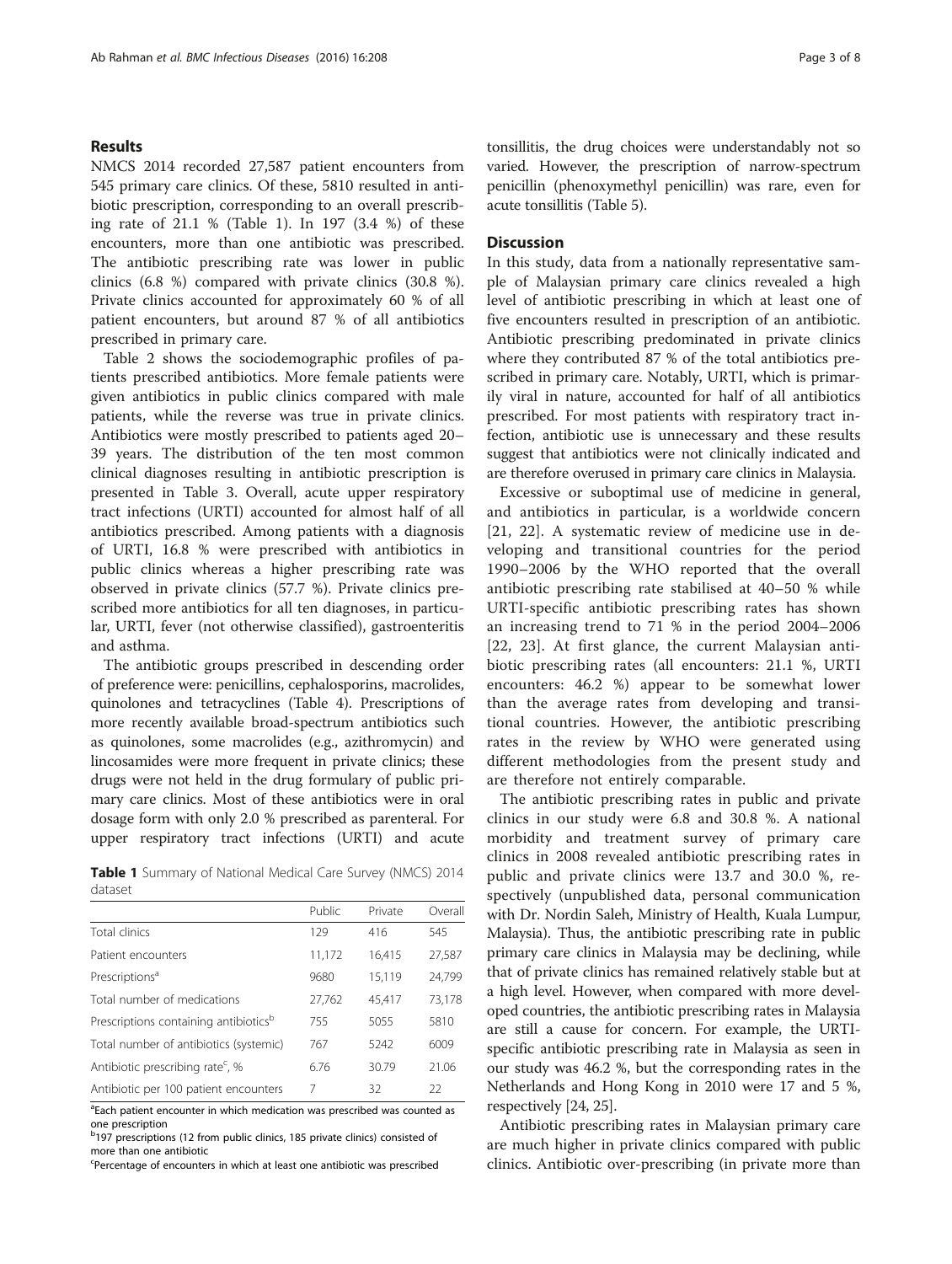## Results

NMCS 2014 recorded 27,587 patient encounters from 545 primary care clinics. Of these, 5810 resulted in antibiotic prescription, corresponding to an overall prescribing rate of 21.1 % (Table 1). In 197 (3.4 %) of these encounters, more than one antibiotic was prescribed. The antibiotic prescribing rate was lower in public clinics (6.8 %) compared with private clinics (30.8 %). Private clinics accounted for approximately 60 % of all patient encounters, but around 87 % of all antibiotics prescribed in primary care.

Table 2 shows the sociodemographic profiles of patients prescribed antibiotics. More female patients were given antibiotics in public clinics compared with male patients, while the reverse was true in private clinics. Antibiotics were mostly prescribed to patients aged 20–39 years. The distribution of the ten most common clinical diagnoses resulting in antibiotic prescription is presented in Table 3. Overall, acute upper respiratory tract infections (URTI) accounted for almost half of all antibiotics prescribed. Among patients with a diagnosis of URTI, 16.8 % were prescribed with antibiotics in public clinics whereas a higher prescribing rate was observed in private clinics (57.7 %). Private clinics prescribed more antibiotics for all ten diagnoses, in particular, URTI, fever (not otherwise classified), gastroenteritis and asthma.

The antibiotic groups prescribed in descending order of preference were: penicillins, cephalosporins, macrolides, quinolones and tetracyclines (Table 4). Prescriptions of more recently available broad-spectrum antibiotics such as quinolones, some macrolides (e.g., azithromycin) and lincosamides were more frequent in private clinics; these drugs were not held in the drug formulary of public primary care clinics. Most of these antibiotics were in oral dosage form with only 2.0 % prescribed as parenteral. For upper respiratory tract infections (URTI) and acute tonsillitis, the drug choices were understandably not so varied. However, the prescription of narrow-spectrum penicillin (phenoxymethyl penicillin) was rare, even for acute tonsillitis (Table 5).

**Table 1** Summary of National Medical Care Survey (NMCS) 2014 dataset

| | Public | Private | Overall |
|---|---|---|---|
| Total clinics | 129 | 416 | 545 |
| Patient encounters | 11,172 | 16,415 | 27,587 |
| Prescriptions[a] | 9680 | 15,119 | 24,799 |
| Total number of medications | 27,762 | 45,417 | 73,178 |
| Prescriptions containing antibiotics[b] | 755 | 5055 | 5810 |
| Total number of antibiotics (systemic) | 767 | 5242 | 6009 |
| Antibiotic prescribing rate[c], % | 6.76 | 30.79 | 21.06 |
| Antibiotic per 100 patient encounters | 7 | 32 | 22 |

[a]Each patient encounter in which medication was prescribed was counted as one prescription
[b]197 prescriptions (12 from public clinics, 185 private clinics) consisted of more than one antibiotic
[c]Percentage of encounters in which at least one antibiotic was prescribed

## Discussion

In this study, data from a nationally representative sample of Malaysian primary care clinics revealed a high level of antibiotic prescribing in which at least one of five encounters resulted in prescription of an antibiotic. Antibiotic prescribing predominated in private clinics where they contributed 87 % of the total antibiotics prescribed in primary care. Notably, URTI, which is primarily viral in nature, accounted for half of all antibiotics prescribed. For most patients with respiratory tract infection, antibiotic use is unnecessary and these results suggest that antibiotics were not clinically indicated and are therefore overused in primary care clinics in Malaysia.

Excessive or suboptimal use of medicine in general, and antibiotics in particular, is a worldwide concern [21, 22]. A systematic review of medicine use in developing and transitional countries for the period 1990–2006 by the WHO reported that the overall antibiotic prescribing rate stabilised at 40–50 % while URTI-specific antibiotic prescribing rates has shown an increasing trend to 71 % in the period 2004–2006 [22, 23]. At first glance, the current Malaysian antibiotic prescribing rates (all encounters: 21.1 %, URTI encounters: 46.2 %) appear to be somewhat lower than the average rates from developing and transitional countries. However, the antibiotic prescribing rates in the review by WHO were generated using different methodologies from the present study and are therefore not entirely comparable.

The antibiotic prescribing rates in public and private clinics in our study were 6.8 and 30.8 %. A national morbidity and treatment survey of primary care clinics in 2008 revealed antibiotic prescribing rates in public and private clinics were 13.7 and 30.0 %, respectively (unpublished data, personal communication with Dr. Nordin Saleh, Ministry of Health, Kuala Lumpur, Malaysia). Thus, the antibiotic prescribing rate in public primary care clinics in Malaysia may be declining, while that of private clinics has remained relatively stable but at a high level. However, when compared with more developed countries, the antibiotic prescribing rates in Malaysia are still a cause for concern. For example, the URTI-specific antibiotic prescribing rate in Malaysia as seen in our study was 46.2 %, but the corresponding rates in the Netherlands and Hong Kong in 2010 were 17 and 5 %, respectively [24, 25].

Antibiotic prescribing rates in Malaysian primary care are much higher in private clinics compared with public clinics. Antibiotic over-prescribing (in private more than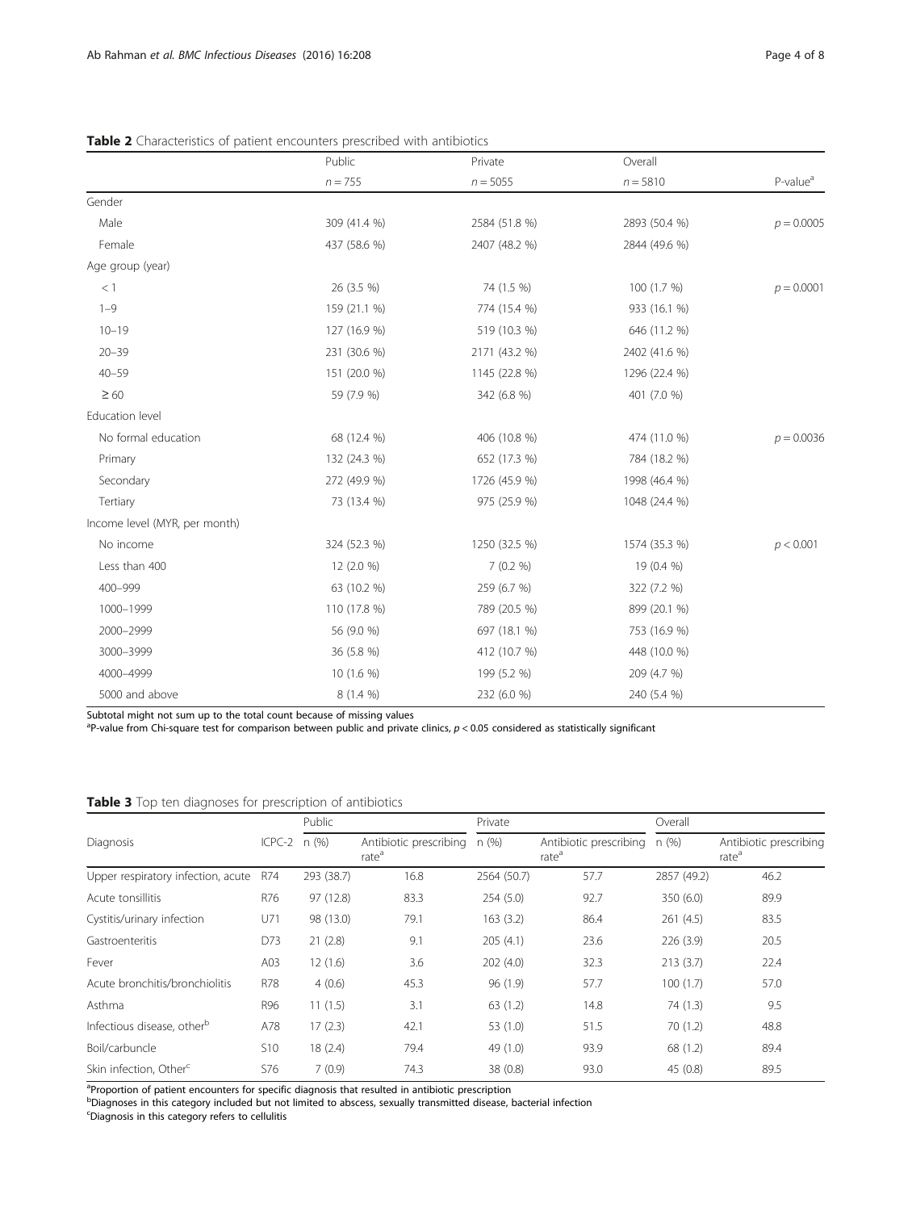**Table 2** Characteristics of patient encounters prescribed with antibiotics

| | Public | Private | Overall | |
|---|---|---|---|---|
| | $n = 755$ | $n = 5055$ | $n = 5810$ | P-value[a] |
| Gender | | | | |
| Male | 309 (41.4 %) | 2584 (51.8 %) | 2893 (50.4 %) | $p = 0.0005$ |
| Female | 437 (58.6 %) | 2407 (48.2 %) | 2844 (49.6 %) | |
| Age group (year) | | | | |
| < 1 | 26 (3.5 %) | 74 (1.5 %) | 100 (1.7 %) | $p = 0.0001$ |
| 1–9 | 159 (21.1 %) | 774 (15.4 %) | 933 (16.1 %) | |
| 10–19 | 127 (16.9 %) | 519 (10.3 %) | 646 (11.2 %) | |
| 20–39 | 231 (30.6 %) | 2171 (43.2 %) | 2402 (41.6 %) | |
| 40–59 | 151 (20.0 %) | 1145 (22.8 %) | 1296 (22.4 %) | |
| ≥ 60 | 59 (7.9 %) | 342 (6.8 %) | 401 (7.0 %) | |
| Education level | | | | |
| No formal education | 68 (12.4 %) | 406 (10.8 %) | 474 (11.0 %) | $p = 0.0036$ |
| Primary | 132 (24.3 %) | 652 (17.3 %) | 784 (18.2 %) | |
| Secondary | 272 (49.9 %) | 1726 (45.9 %) | 1998 (46.4 %) | |
| Tertiary | 73 (13.4 %) | 975 (25.9 %) | 1048 (24.4 %) | |
| Income level (MYR, per month) | | | | |
| No income | 324 (52.3 %) | 1250 (32.5 %) | 1574 (35.3 %) | $p < 0.001$ |
| Less than 400 | 12 (2.0 %) | 7 (0.2 %) | 19 (0.4 %) | |
| 400–999 | 63 (10.2 %) | 259 (6.7 %) | 322 (7.2 %) | |
| 1000–1999 | 110 (17.8 %) | 789 (20.5 %) | 899 (20.1 %) | |
| 2000–2999 | 56 (9.0 %) | 697 (18.1 %) | 753 (16.9 %) | |
| 3000–3999 | 36 (5.8 %) | 412 (10.7 %) | 448 (10.0 %) | |
| 4000–4999 | 10 (1.6 %) | 199 (5.2 %) | 209 (4.7 %) | |
| 5000 and above | 8 (1.4 %) | 232 (6.0 %) | 240 (5.4 %) | |

Subtotal might not sum up to the total count because of missing values
[a]P-value from Chi-square test for comparison between public and private clinics, $p < 0.05$ considered as statistically significant

**Table 3** Top ten diagnoses for prescription of antibiotics

| | | Public | | Private | | Overall | |
|---|---|---|---|---|---|---|---|
| Diagnosis | ICPC-2 | n (%) | Antibiotic prescribing rate[a] | n (%) | Antibiotic prescribing rate[a] | n (%) | Antibiotic prescribing rate[a] |
| Upper respiratory infection, acute | R74 | 293 (38.7) | 16.8 | 2564 (50.7) | 57.7 | 2857 (49.2) | 46.2 |
| Acute tonsillitis | R76 | 97 (12.8) | 83.3 | 254 (5.0) | 92.7 | 350 (6.0) | 89.9 |
| Cystitis/urinary infection | U71 | 98 (13.0) | 79.1 | 163 (3.2) | 86.4 | 261 (4.5) | 83.5 |
| Gastroenteritis | D73 | 21 (2.8) | 9.1 | 205 (4.1) | 23.6 | 226 (3.9) | 20.5 |
| Fever | A03 | 12 (1.6) | 3.6 | 202 (4.0) | 32.3 | 213 (3.7) | 22.4 |
| Acute bronchitis/bronchiolitis | R78 | 4 (0.6) | 45.3 | 96 (1.9) | 57.7 | 100 (1.7) | 57.0 |
| Asthma | R96 | 11 (1.5) | 3.1 | 63 (1.2) | 14.8 | 74 (1.3) | 9.5 |
| Infectious disease, other[b] | A78 | 17 (2.3) | 42.1 | 53 (1.0) | 51.5 | 70 (1.2) | 48.8 |
| Boil/carbuncle | S10 | 18 (2.4) | 79.4 | 49 (1.0) | 93.9 | 68 (1.2) | 89.4 |
| Skin infection, Other[c] | S76 | 7 (0.9) | 74.3 | 38 (0.8) | 93.0 | 45 (0.8) | 89.5 |

[a]Proportion of patient encounters for specific diagnosis that resulted in antibiotic prescription
[b]Diagnoses in this category included but not limited to abscess, sexually transmitted disease, bacterial infection
[c]Diagnosis in this category refers to cellulitis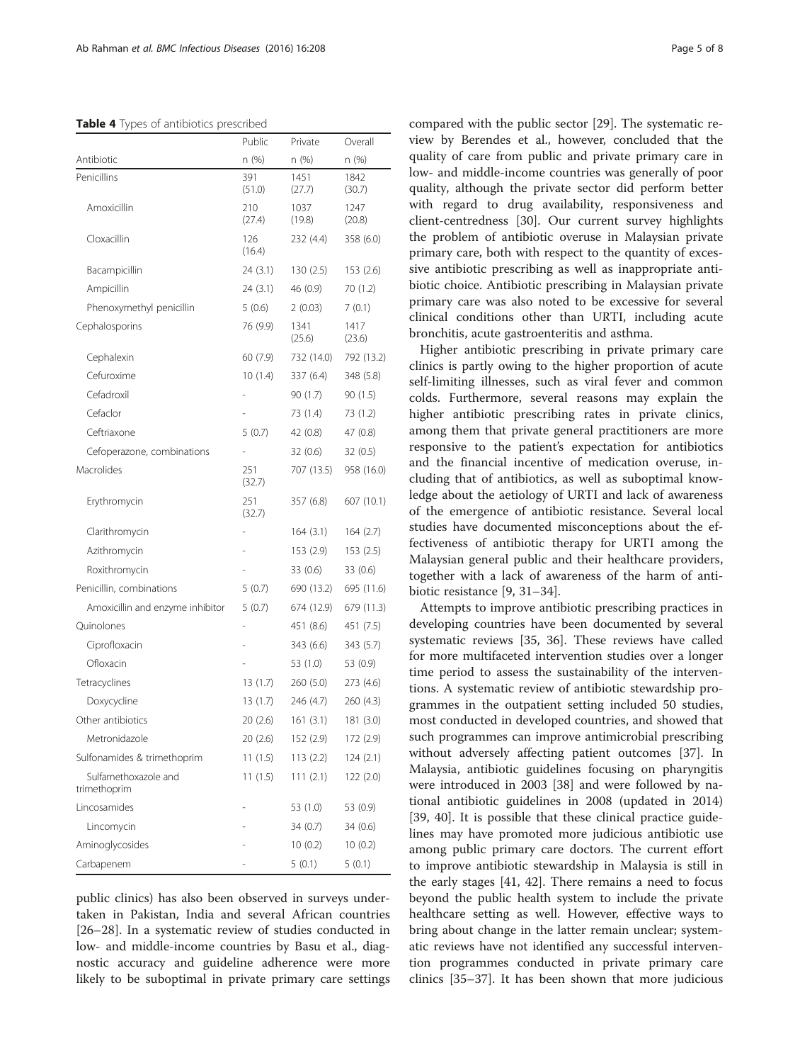**Table 4** Types of antibiotics prescribed

| Antibiotic | Public n (%) | Private n (%) | Overall n (%) |
|---|---|---|---|
| Penicillins | 391 (51.0) | 1451 (27.7) | 1842 (30.7) |
| Amoxicillin | 210 (27.4) | 1037 (19.8) | 1247 (20.8) |
| Cloxacillin | 126 (16.4) | 232 (4.4) | 358 (6.0) |
| Bacampicillin | 24 (3.1) | 130 (2.5) | 153 (2.6) |
| Ampicillin | 24 (3.1) | 46 (0.9) | 70 (1.2) |
| Phenoxymethyl penicillin | 5 (0.6) | 2 (0.03) | 7 (0.1) |
| Cephalosporins | 76 (9.9) | 1341 (25.6) | 1417 (23.6) |
| Cephalexin | 60 (7.9) | 732 (14.0) | 792 (13.2) |
| Cefuroxime | 10 (1.4) | 337 (6.4) | 348 (5.8) |
| Cefadroxil | - | 90 (1.7) | 90 (1.5) |
| Cefaclor | - | 73 (1.4) | 73 (1.2) |
| Ceftriaxone | 5 (0.7) | 42 (0.8) | 47 (0.8) |
| Cefoperazone, combinations | - | 32 (0.6) | 32 (0.5) |
| Macrolides | 251 (32.7) | 707 (13.5) | 958 (16.0) |
| Erythromycin | 251 (32.7) | 357 (6.8) | 607 (10.1) |
| Clarithromycin | - | 164 (3.1) | 164 (2.7) |
| Azithromycin | - | 153 (2.9) | 153 (2.5) |
| Roxithromycin | - | 33 (0.6) | 33 (0.6) |
| Penicillin, combinations | 5 (0.7) | 690 (13.2) | 695 (11.6) |
| Amoxicillin and enzyme inhibitor | 5 (0.7) | 674 (12.9) | 679 (11.3) |
| Quinolones | - | 451 (8.6) | 451 (7.5) |
| Ciprofloxacin | - | 343 (6.6) | 343 (5.7) |
| Ofloxacin | - | 53 (1.0) | 53 (0.9) |
| Tetracyclines | 13 (1.7) | 260 (5.0) | 273 (4.6) |
| Doxycycline | 13 (1.7) | 246 (4.7) | 260 (4.3) |
| Other antibiotics | 20 (2.6) | 161 (3.1) | 181 (3.0) |
| Metronidazole | 20 (2.6) | 152 (2.9) | 172 (2.9) |
| Sulfonamides & trimethoprim | 11 (1.5) | 113 (2.2) | 124 (2.1) |
| Sulfamethoxazole and trimethoprim | 11 (1.5) | 111 (2.1) | 122 (2.0) |
| Lincosamides | - | 53 (1.0) | 53 (0.9) |
| Lincomycin | - | 34 (0.7) | 34 (0.6) |
| Aminoglycosides | - | 10 (0.2) | 10 (0.2) |
| Carbapenem | - | 5 (0.1) | 5 (0.1) |

public clinics) has also been observed in surveys undertaken in Pakistan, India and several African countries [26–28]. In a systematic review of studies conducted in low- and middle-income countries by Basu et al., diagnostic accuracy and guideline adherence were more likely to be suboptimal in private primary care settings compared with the public sector [29]. The systematic review by Berendes et al., however, concluded that the quality of care from public and private primary care in low- and middle-income countries was generally of poor quality, although the private sector did perform better with regard to drug availability, responsiveness and client-centredness [30]. Our current survey highlights the problem of antibiotic overuse in Malaysian private primary care, both with respect to the quantity of excessive antibiotic prescribing as well as inappropriate antibiotic choice. Antibiotic prescribing in Malaysian private primary care was also noted to be excessive for several clinical conditions other than URTI, including acute bronchitis, acute gastroenteritis and asthma.

Higher antibiotic prescribing in private primary care clinics is partly owing to the higher proportion of acute self-limiting illnesses, such as viral fever and common colds. Furthermore, several reasons may explain the higher antibiotic prescribing rates in private clinics, among them that private general practitioners are more responsive to the patient's expectation for antibiotics and the financial incentive of medication overuse, including that of antibiotics, as well as suboptimal knowledge about the aetiology of URTI and lack of awareness of the emergence of antibiotic resistance. Several local studies have documented misconceptions about the effectiveness of antibiotic therapy for URTI among the Malaysian general public and their healthcare providers, together with a lack of awareness of the harm of antibiotic resistance [9, 31–34].

Attempts to improve antibiotic prescribing practices in developing countries have been documented by several systematic reviews [35, 36]. These reviews have called for more multifaceted intervention studies over a longer time period to assess the sustainability of the interventions. A systematic review of antibiotic stewardship programmes in the outpatient setting included 50 studies, most conducted in developed countries, and showed that such programmes can improve antimicrobial prescribing without adversely affecting patient outcomes [37]. In Malaysia, antibiotic guidelines focusing on pharyngitis were introduced in 2003 [38] and were followed by national antibiotic guidelines in 2008 (updated in 2014) [39, 40]. It is possible that these clinical practice guidelines may have promoted more judicious antibiotic use among public primary care doctors. The current effort to improve antibiotic stewardship in Malaysia is still in the early stages [41, 42]. There remains a need to focus beyond the public health system to include the private healthcare setting as well. However, effective ways to bring about change in the latter remain unclear; systematic reviews have not identified any successful intervention programmes conducted in private primary care clinics [35–37]. It has been shown that more judicious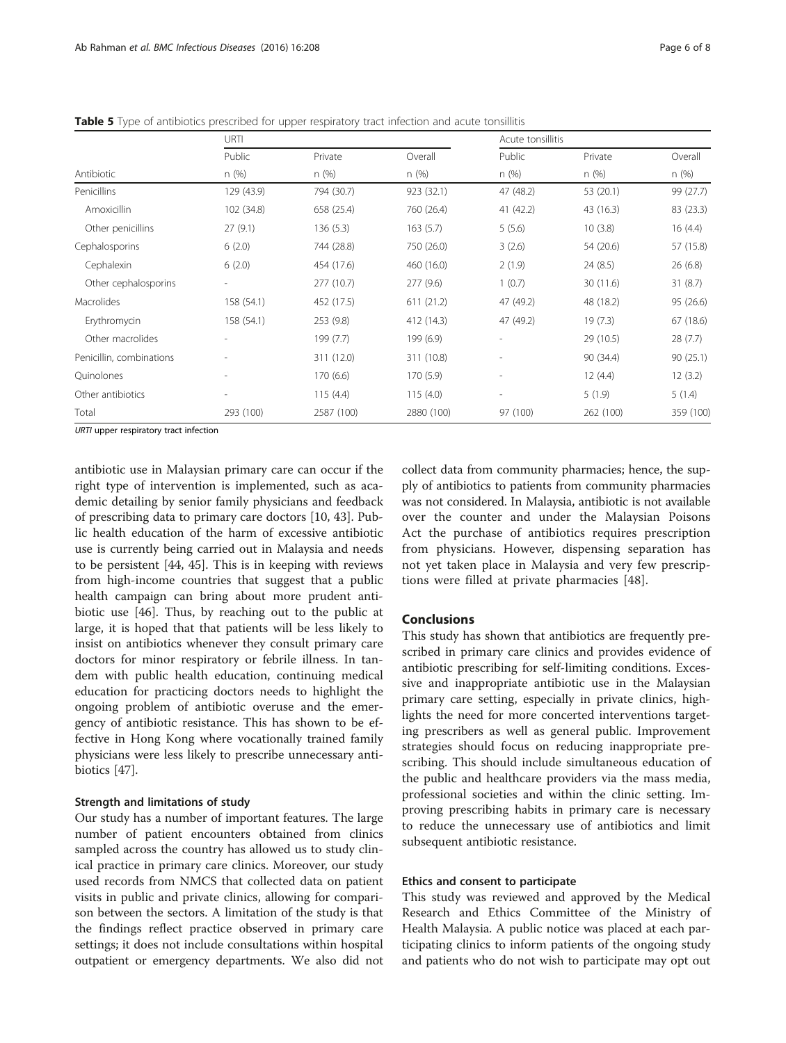**Table 5** Type of antibiotics prescribed for upper respiratory tract infection and acute tonsillitis

| | URTI | | | Acute tonsillitis | | |
|---|---|---|---|---|---|---|
| | Public | Private | Overall | Public | Private | Overall |
| Antibiotic | n (%) | n (%) | n (%) | n (%) | n (%) | n (%) |
| Penicillins | 129 (43.9) | 794 (30.7) | 923 (32.1) | 47 (48.2) | 53 (20.1) | 99 (27.7) |
| Amoxicillin | 102 (34.8) | 658 (25.4) | 760 (26.4) | 41 (42.2) | 43 (16.3) | 83 (23.3) |
| Other penicillins | 27 (9.1) | 136 (5.3) | 163 (5.7) | 5 (5.6) | 10 (3.8) | 16 (4.4) |
| Cephalosporins | 6 (2.0) | 744 (28.8) | 750 (26.0) | 3 (2.6) | 54 (20.6) | 57 (15.8) |
| Cephalexin | 6 (2.0) | 454 (17.6) | 460 (16.0) | 2 (1.9) | 24 (8.5) | 26 (6.8) |
| Other cephalosporins | - | 277 (10.7) | 277 (9.6) | 1 (0.7) | 30 (11.6) | 31 (8.7) |
| Macrolides | 158 (54.1) | 452 (17.5) | 611 (21.2) | 47 (49.2) | 48 (18.2) | 95 (26.6) |
| Erythromycin | 158 (54.1) | 253 (9.8) | 412 (14.3) | 47 (49.2) | 19 (7.3) | 67 (18.6) |
| Other macrolides | - | 199 (7.7) | 199 (6.9) | - | 29 (10.5) | 28 (7.7) |
| Penicillin, combinations | - | 311 (12.0) | 311 (10.8) | - | 90 (34.4) | 90 (25.1) |
| Quinolones | - | 170 (6.6) | 170 (5.9) | - | 12 (4.4) | 12 (3.2) |
| Other antibiotics | - | 115 (4.4) | 115 (4.0) | - | 5 (1.9) | 5 (1.4) |
| Total | 293 (100) | 2587 (100) | 2880 (100) | 97 (100) | 262 (100) | 359 (100) |

*URTI* upper respiratory tract infection

antibiotic use in Malaysian primary care can occur if the right type of intervention is implemented, such as academic detailing by senior family physicians and feedback of prescribing data to primary care doctors [10, 43]. Public health education of the harm of excessive antibiotic use is currently being carried out in Malaysia and needs to be persistent [44, 45]. This is in keeping with reviews from high-income countries that suggest that a public health campaign can bring about more prudent antibiotic use [46]. Thus, by reaching out to the public at large, it is hoped that that patients will be less likely to insist on antibiotics whenever they consult primary care doctors for minor respiratory or febrile illness. In tandem with public health education, continuing medical education for practicing doctors needs to highlight the ongoing problem of antibiotic overuse and the emergency of antibiotic resistance. This has shown to be effective in Hong Kong where vocationally trained family physicians were less likely to prescribe unnecessary antibiotics [47].

### Strength and limitations of study

Our study has a number of important features. The large number of patient encounters obtained from clinics sampled across the country has allowed us to study clinical practice in primary care clinics. Moreover, our study used records from NMCS that collected data on patient visits in public and private clinics, allowing for comparison between the sectors. A limitation of the study is that the findings reflect practice observed in primary care settings; it does not include consultations within hospital outpatient or emergency departments. We also did not collect data from community pharmacies; hence, the supply of antibiotics to patients from community pharmacies was not considered. In Malaysia, antibiotic is not available over the counter and under the Malaysian Poisons Act the purchase of antibiotics requires prescription from physicians. However, dispensing separation has not yet taken place in Malaysia and very few prescriptions were filled at private pharmacies [48].

## Conclusions

This study has shown that antibiotics are frequently prescribed in primary care clinics and provides evidence of antibiotic prescribing for self-limiting conditions. Excessive and inappropriate antibiotic use in the Malaysian primary care setting, especially in private clinics, highlights the need for more concerted interventions targeting prescribers as well as general public. Improvement strategies should focus on reducing inappropriate prescribing. This should include simultaneous education of the public and healthcare providers via the mass media, professional societies and within the clinic setting. Improving prescribing habits in primary care is necessary to reduce the unnecessary use of antibiotics and limit subsequent antibiotic resistance.

### Ethics and consent to participate

This study was reviewed and approved by the Medical Research and Ethics Committee of the Ministry of Health Malaysia. A public notice was placed at each participating clinics to inform patients of the ongoing study and patients who do not wish to participate may opt out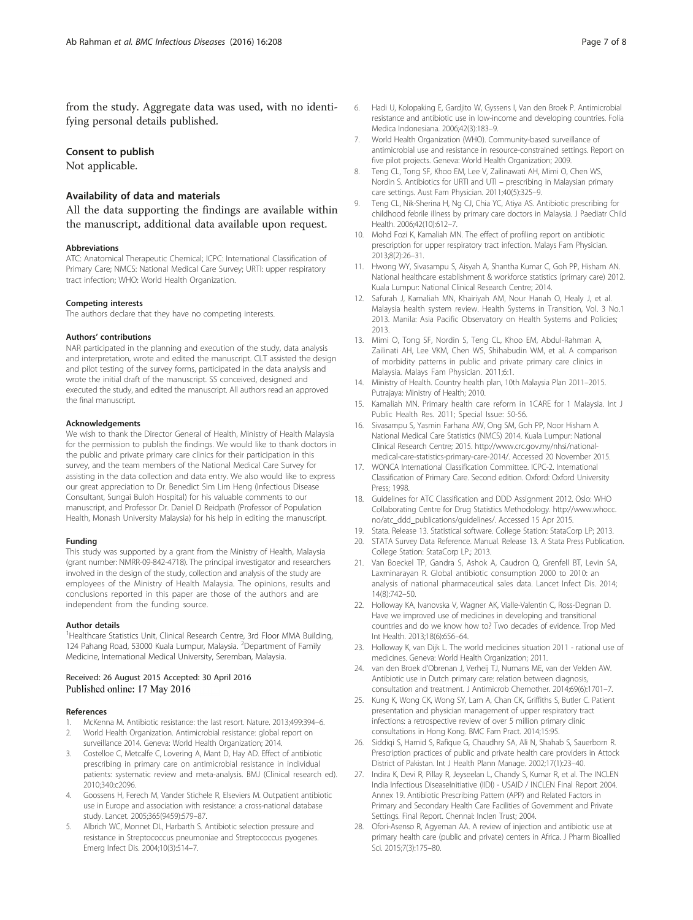from the study. Aggregate data was used, with no identifying personal details published.

### Consent to publish

Not applicable.

### Availability of data and materials

All the data supporting the findings are available within the manuscript, additional data available upon request.

#### Abbreviations

ATC: Anatomical Therapeutic Chemical; ICPC: International Classification of Primary Care; NMCS: National Medical Care Survey; URTI: upper respiratory tract infection; WHO: World Health Organization.

#### Competing interests

The authors declare that they have no competing interests.

#### Authors' contributions

NAR participated in the planning and execution of the study, data analysis and interpretation, wrote and edited the manuscript. CLT assisted the design and pilot testing of the survey forms, participated in the data analysis and wrote the initial draft of the manuscript. SS conceived, designed and executed the study, and edited the manuscript. All authors read an approved the final manuscript.

#### Acknowledgements

We wish to thank the Director General of Health, Ministry of Health Malaysia for the permission to publish the findings. We would like to thank doctors in the public and private primary care clinics for their participation in this survey, and the team members of the National Medical Care Survey for assisting in the data collection and data entry. We also would like to express our great appreciation to Dr. Benedict Sim Lim Heng (Infectious Disease Consultant, Sungai Buloh Hospital) for his valuable comments to our manuscript, and Professor Dr. Daniel D Reidpath (Professor of Population Health, Monash University Malaysia) for his help in editing the manuscript.

#### Funding

This study was supported by a grant from the Ministry of Health, Malaysia (grant number: NMRR-09-842-4718). The principal investigator and researchers involved in the design of the study, collection and analysis of the study are employees of the Ministry of Health Malaysia. The opinions, results and conclusions reported in this paper are those of the authors and are independent from the funding source.

#### Author details

[1]Healthcare Statistics Unit, Clinical Research Centre, 3rd Floor MMA Building, 124 Pahang Road, 53000 Kuala Lumpur, Malaysia. [2]Department of Family Medicine, International Medical University, Seremban, Malaysia.

Received: 26 August 2015 Accepted: 30 April 2016
Published online: 17 May 2016

#### References

1. McKenna M. Antibiotic resistance: the last resort. Nature. 2013;499:394–6.
2. World Health Organization. Antimicrobial resistance: global report on surveillance 2014. Geneva: World Health Organization; 2014.
3. Costelloe C, Metcalfe C, Lovering A, Mant D, Hay AD. Effect of antibiotic prescribing in primary care on antimicrobial resistance in individual patients: systematic review and meta-analysis. BMJ (Clinical research ed). 2010;340:c2096.
4. Goossens H, Ferech M, Vander Stichele R, Elseviers M. Outpatient antibiotic use in Europe and association with resistance: a cross-national database study. Lancet. 2005;365(9459):579–87.
5. Albrich WC, Monnet DL, Harbarth S. Antibiotic selection pressure and resistance in Streptococcus pneumoniae and Streptococcus pyogenes. Emerg Infect Dis. 2004;10(3):514–7.
6. Hadi U, Kolopaking E, Gardjito W, Gyssens I, Van den Broek P. Antimicrobial resistance and antibiotic use in low-income and developing countries. Folia Medica Indonesiana. 2006;42(3):183–9.
7. World Health Organization (WHO). Community-based surveillance of antimicrobial use and resistance in resource-constrained settings. Report on five pilot projects. Geneva: World Health Organization; 2009.
8. Teng CL, Tong SF, Khoo EM, Lee V, Zailinawati AH, Mimi O, Chen WS, Nordin S. Antibiotics for URTI and UTI – prescribing in Malaysian primary care settings. Aust Fam Physician. 2011;40(5):325–9.
9. Teng CL, Nik-Sherina H, Ng CJ, Chia YC, Atiya AS. Antibiotic prescribing for childhood febrile illness by primary care doctors in Malaysia. J Paediatr Child Health. 2006;42(10):612–7.
10. Mohd Fozi K, Kamaliah MN. The effect of profiling report on antibiotic prescription for upper respiratory tract infection. Malays Fam Physician. 2013;8(2):26–31.
11. Hwong WY, Sivasampu S, Aisyah A, Shantha Kumar C, Goh PP, Hisham AN. National healthcare establishment & workforce statistics (primary care) 2012. Kuala Lumpur: National Clinical Research Centre; 2014.
12. Safurah J, Kamaliah MN, Khairiyah AM, Nour Hanah O, Healy J, et al. Malaysia health system review. Health Systems in Transition, Vol. 3 No.1 2013. Manila: Asia Pacific Observatory on Health Systems and Policies; 2013.
13. Mimi O, Tong SF, Nordin S, Teng CL, Khoo EM, Abdul-Rahman A, Zailinati AH, Lee VKM, Chen WS, Shihabudin WM, et al. A comparison of morbidity patterns in public and private primary care clinics in Malaysia. Malays Fam Physician. 2011;6:1.
14. Ministry of Health. Country health plan, 10th Malaysia Plan 2011–2015. Putrajaya: Ministry of Health; 2010.
15. Kamaliah MN. Primary health care reform in 1CARE for 1 Malaysia. Int J Public Health Res. 2011; Special Issue: 50-56.
16. Sivasampu S, Yasmin Farhana AW, Ong SM, Goh PP, Noor Hisham A. National Medical Care Statistics (NMCS) 2014. Kuala Lumpur: National Clinical Research Centre; 2015. http://www.crc.gov.my/nhsi/national-medical-care-statistics-primary-care-2014/. Accessed 20 November 2015.
17. WONCA International Classification Committee. ICPC-2. International Classification of Primary Care. Second edition. Oxford: Oxford University Press; 1998.
18. Guidelines for ATC Classification and DDD Assignment 2012. Oslo: WHO Collaborating Centre for Drug Statistics Methodology. http://www.whocc.no/atc_ddd_publications/guidelines/. Accessed 15 Apr 2015.
19. Stata. Release 13. Statistical software. College Station: StataCorp LP; 2013.
20. STATA Survey Data Reference. Manual. Release 13. A Stata Press Publication. College Station: StataCorp LP.; 2013.
21. Van Boeckel TP, Gandra S, Ashok A, Caudron Q, Grenfell BT, Levin SA, Laxminarayan R. Global antibiotic consumption 2000 to 2010: an analysis of national pharmaceutical sales data. Lancet Infect Dis. 2014; 14(8):742–50.
22. Holloway KA, Ivanovska V, Wagner AK, Vialle-Valentin C, Ross-Degnan D. Have we improved use of medicines in developing and transitional countries and do we know how to? Two decades of evidence. Trop Med Int Health. 2013;18(6):656–64.
23. Holloway K, van Dijk L. The world medicines situation 2011 - rational use of medicines. Geneva: World Health Organization; 2011.
24. van den Broek d'Obrenan J, Verheij TJ, Numans ME, van der Velden AW. Antibiotic use in Dutch primary care: relation between diagnosis, consultation and treatment. J Antimicrob Chemother. 2014;69(6):1701–7.
25. Kung K, Wong CK, Wong SY, Lam A, Chan CK, Griffiths S, Butler C. Patient presentation and physician management of upper respiratory tract infections: a retrospective review of over 5 million primary clinic consultations in Hong Kong. BMC Fam Pract. 2014;15:95.
26. Siddiqi S, Hamid S, Rafique G, Chaudhry SA, Ali N, Shahab S, Sauerborn R. Prescription practices of public and private health care providers in Attock District of Pakistan. Int J Health Plann Manage. 2002;17(1):23–40.
27. Indira K, Devi R, Pillay R, Jeyseelan L, Chandy S, Kumar R, et al. The INCLEN India Infectious DiseaseInitiative (IIDI) - USAID / INCLEN Final Report 2004. Annex 19. Antibiotic Prescribing Pattern (APP) and Related Factors in Primary and Secondary Health Care Facilities of Government and Private Settings. Final Report. Chennai: Inclen Trust; 2004.
28. Ofori-Asenso R, Agyeman AA. A review of injection and antibiotic use at primary health care (public and private) centers in Africa. J Pharm Bioallied Sci. 2015;7(3):175–80.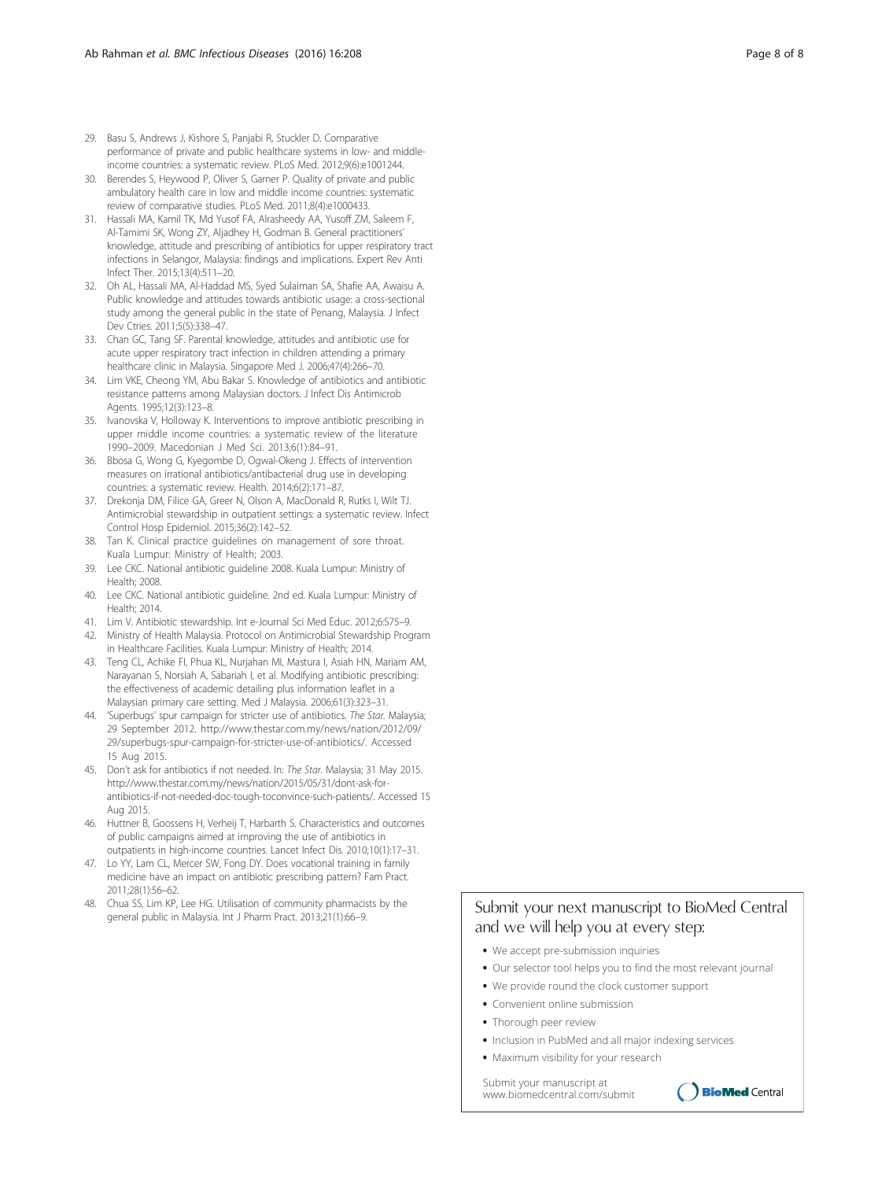29. Basu S, Andrews J, Kishore S, Panjabi R, Stuckler D. Comparative performance of private and public healthcare systems in low- and middle-income countries: a systematic review. PLoS Med. 2012;9(6):e1001244.
30. Berendes S, Heywood P, Oliver S, Garner P. Quality of private and public ambulatory health care in low and middle income countries: systematic review of comparative studies. PLoS Med. 2011;8(4):e1000433.
31. Hassali MA, Kamil TK, Md Yusof FA, Alrasheedy AA, Yusoff ZM, Saleem F, Al-Tamimi SK, Wong ZY, Aljadhey H, Godman B. General practitioners' knowledge, attitude and prescribing of antibiotics for upper respiratory tract infections in Selangor, Malaysia: findings and implications. Expert Rev Anti Infect Ther. 2015;13(4):511–20.
32. Oh AL, Hassali MA, Al-Haddad MS, Syed Sulaiman SA, Shafie AA, Awaisu A. Public knowledge and attitudes towards antibiotic usage: a cross-sectional study among the general public in the state of Penang, Malaysia. J Infect Dev Ctries. 2011;5(5):338–47.
33. Chan GC, Tang SF. Parental knowledge, attitudes and antibiotic use for acute upper respiratory tract infection in children attending a primary healthcare clinic in Malaysia. Singapore Med J. 2006;47(4):266–70.
34. Lim VKE, Cheong YM, Abu Bakar S. Knowledge of antibiotics and antibiotic resistance patterns among Malaysian doctors. J Infect Dis Antimicrob Agents. 1995;12(3):123–8.
35. Ivanovska V, Holloway K. Interventions to improve antibiotic prescribing in upper middle income countries: a systematic review of the literature 1990–2009. Macedonian J Med Sci. 2013;6(1):84–91.
36. Bbosa G, Wong G, Kyegombe D, Ogwal-Okeng J. Effects of intervention measures on irrational antibiotics/antibacterial drug use in developing countries: a systematic review. Health. 2014;6(2):171–87.
37. Drekonja DM, Filice GA, Greer N, Olson A, MacDonald R, Rutks I, Wilt TJ. Antimicrobial stewardship in outpatient settings: a systematic review. Infect Control Hosp Epidemiol. 2015;36(2):142–52.
38. Tan K. Clinical practice guidelines on management of sore throat. Kuala Lumpur: Ministry of Health; 2003.
39. Lee CKC. National antibiotic guideline 2008. Kuala Lumpur: Ministry of Health; 2008.
40. Lee CKC. National antibiotic guideline. 2nd ed. Kuala Lumpur: Ministry of Health; 2014.
41. Lim V. Antibiotic stewardship. Int e-Journal Sci Med Educ. 2012;6:S75–9.
42. Ministry of Health Malaysia. Protocol on Antimicrobial Stewardship Program in Healthcare Facilities. Kuala Lumpur: Ministry of Health; 2014.
43. Teng CL, Achike FI, Phua KL, Nurjahan MI, Mastura I, Asiah HN, Mariam AM, Narayanan S, Norsiah A, Sabariah I, et al. Modifying antibiotic prescribing: the effectiveness of academic detailing plus information leaflet in a Malaysian primary care setting. Med J Malaysia. 2006;61(3):323–31.
44. 'Superbugs' spur campaign for stricter use of antibiotics. *The Star*. Malaysia; 29 September 2012. http://www.thestar.com.my/news/nation/2012/09/29/superbugs-spur-campaign-for-stricter-use-of-antibiotics/. Accessed 15 Aug 2015.
45. Don't ask for antibiotics if not needed. In: *The Star*. Malaysia; 31 May 2015. http://www.thestar.com.my/news/nation/2015/05/31/dont-ask-for-antibiotics-if-not-needed-doc-tough-toconvince-such-patients/. Accessed 15 Aug 2015.
46. Huttner B, Goossens H, Verheij T, Harbarth S. Characteristics and outcomes of public campaigns aimed at improving the use of antibiotics in outpatients in high-income countries. Lancet Infect Dis. 2010;10(1):17–31.
47. Lo YY, Lam CL, Mercer SW, Fong DY. Does vocational training in family medicine have an impact on antibiotic prescribing pattern? Fam Pract. 2011;28(1):56–62.
48. Chua SS, Lim KP, Lee HG. Utilisation of community pharmacists by the general public in Malaysia. Int J Pharm Pract. 2013;21(1):66–9.

Submit your next manuscript to BioMed Central and we will help you at every step:

- We accept pre-submission inquiries
- Our selector tool helps you to find the most relevant journal
- We provide round the clock customer support
- Convenient online submission
- Thorough peer review
- Inclusion in PubMed and all major indexing services
- Maximum visibility for your research

Submit your manuscript at www.biomedcentral.com/submit

BioMed Central